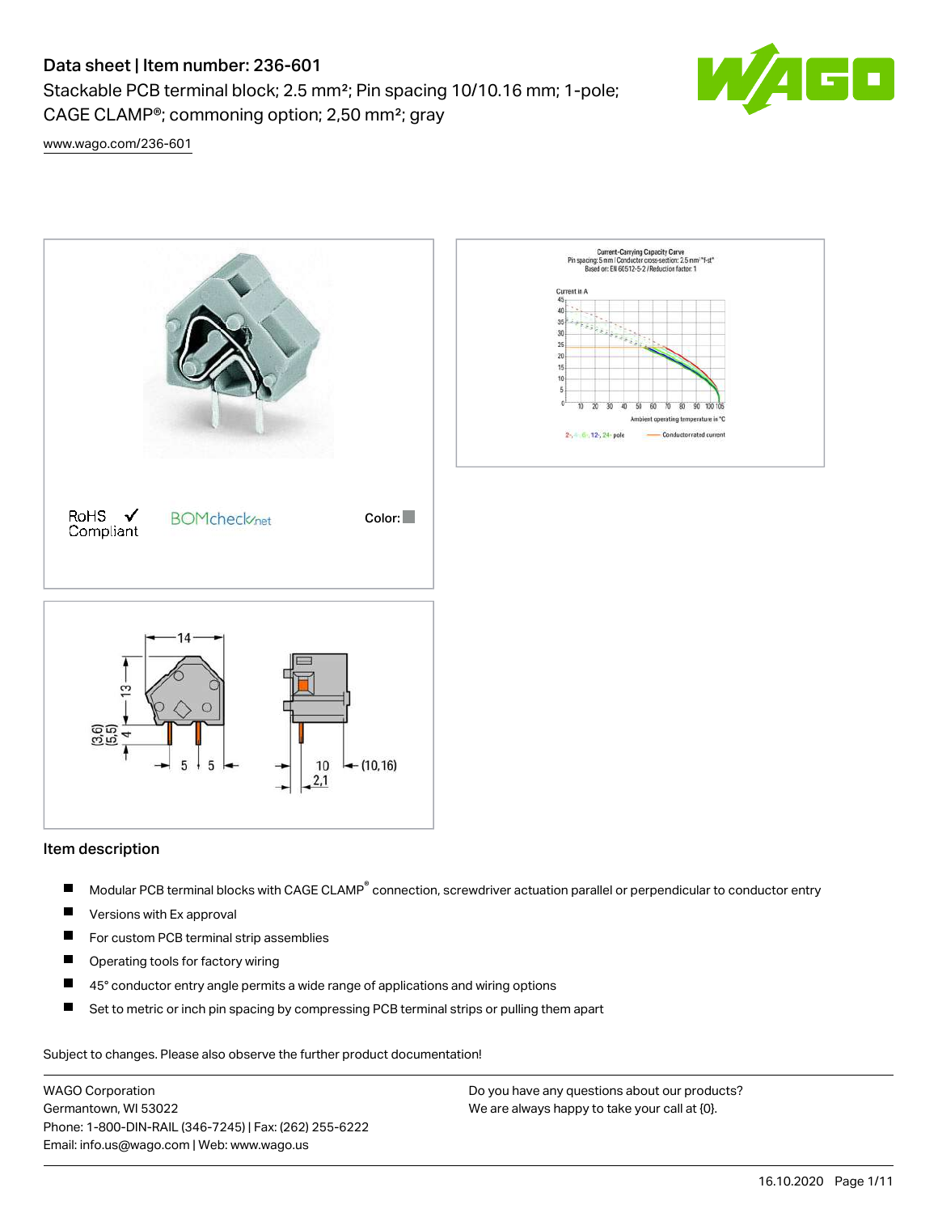# Data sheet | Item number: 236-601

Stackable PCB terminal block; 2.5 mm²; Pin spacing 10/10.16 mm; 1-pole; CAGE CLAMP®; commoning option; 2,50 mm²; gray

www.wago.com/236-601

RoHS ✓ Compliant

BOMcheck.net

Color:

## Item description

- Modular PCB terminal blocks with CAGE CLAMP® connection, screwdriver actuation parallel or perpendicular to conductor entry
- Versions with Ex approval
- For custom PCB terminal strip assemblies
- Operating tools for factory wiring
- 45° conductor entry angle permits a wide range of applications and wiring options
- Set to metric or inch pin spacing by compressing PCB terminal strips or pulling them apart

Subject to changes. Please also observe the further product documentation!

WAGO Corporation
Germantown, WI 53022
Phone: 1-800-DIN-RAIL (346-7245) | Fax: (262) 255-6222
Email: info.us@wago.com | Web: www.wago.us

Do you have any questions about our products?
We are always happy to take your call at {0}.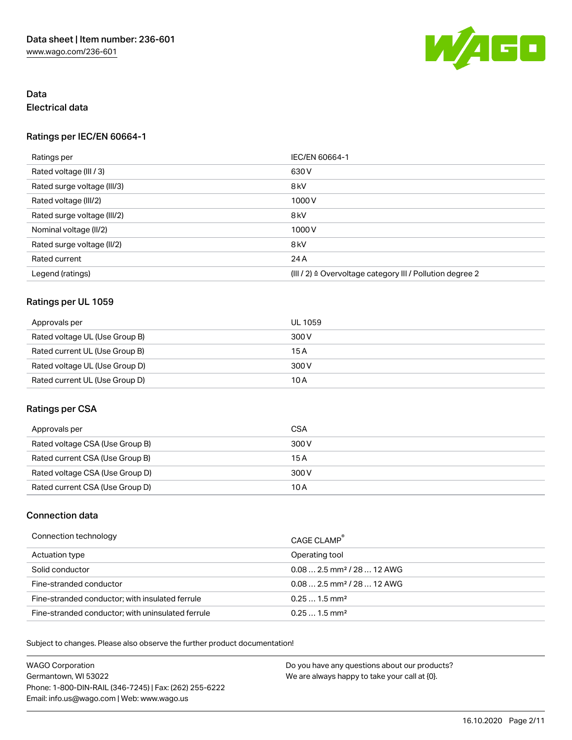## Data

### Electrical data

#### Ratings per IEC/EN 60664-1

| Ratings per | IEC/EN 60664-1 |
| --- | --- |
| Rated voltage (III / 3) | 630 V |
| Rated surge voltage (III/3) | 8 kV |
| Rated voltage (III/2) | 1000 V |
| Rated surge voltage (III/2) | 8 kV |
| Nominal voltage (II/2) | 1000 V |
| Rated surge voltage (II/2) | 8 kV |
| Rated current | 24 A |
| Legend (ratings) | (III / 2) ≙ Overvoltage category III / Pollution degree 2 |

#### Ratings per UL 1059

| Approvals per | UL 1059 |
| --- | --- |
| Rated voltage UL (Use Group B) | 300 V |
| Rated current UL (Use Group B) | 15 A |
| Rated voltage UL (Use Group D) | 300 V |
| Rated current UL (Use Group D) | 10 A |

#### Ratings per CSA

| Approvals per | CSA |
| --- | --- |
| Rated voltage CSA (Use Group B) | 300 V |
| Rated current CSA (Use Group B) | 15 A |
| Rated voltage CSA (Use Group D) | 300 V |
| Rated current CSA (Use Group D) | 10 A |

### Connection data

| Connection technology | CAGE CLAMP® |
| --- | --- |
| Actuation type | Operating tool |
| Solid conductor | 0.08 … 2.5 mm² / 28 … 12 AWG |
| Fine-stranded conductor | 0.08 … 2.5 mm² / 28 … 12 AWG |
| Fine-stranded conductor; with insulated ferrule | 0.25 … 1.5 mm² |
| Fine-stranded conductor; with uninsulated ferrule | 0.25 … 1.5 mm² |

Subject to changes. Please also observe the further product documentation!

WAGO Corporation
Germantown, WI 53022
Phone: 1-800-DIN-RAIL (346-7245) | Fax: (262) 255-6222
Email: info.us@wago.com | Web: www.wago.us

Do you have any questions about our products?
We are always happy to take your call at {0}.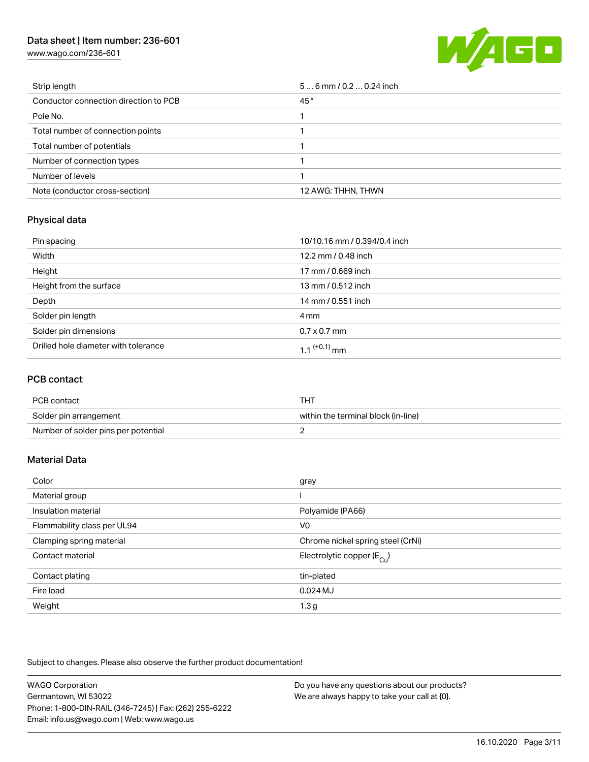| | |
|---|---|
| Strip length | 5 … 6 mm / 0.2 … 0.24 inch |
| Conductor connection direction to PCB | 45 ° |
| Pole No. | 1 |
| Total number of connection points | 1 |
| Total number of potentials | 1 |
| Number of connection types | 1 |
| Number of levels | 1 |
| Note (conductor cross-section) | 12 AWG: THHN, THWN |

## Physical data

| | |
|---|---|
| Pin spacing | 10/10.16 mm / 0.394/0.4 inch |
| Width | 12.2 mm / 0.48 inch |
| Height | 17 mm / 0.669 inch |
| Height from the surface | 13 mm / 0.512 inch |
| Depth | 14 mm / 0.551 inch |
| Solder pin length | 4 mm |
| Solder pin dimensions | 0.7 x 0.7 mm |
| Drilled hole diameter with tolerance | $1.1^{(+0.1)}$ mm |

## PCB contact

| | |
|---|---|
| PCB contact | THT |
| Solder pin arrangement | within the terminal block (in-line) |
| Number of solder pins per potential | 2 |

## Material Data

| | |
|---|---|
| Color | gray |
| Material group | I |
| Insulation material | Polyamide (PA66) |
| Flammability class per UL94 | V0 |
| Clamping spring material | Chrome nickel spring steel (CrNi) |
| Contact material | Electrolytic copper ($E_{Cu}$) |
| Contact plating | tin-plated |
| Fire load | 0.024 MJ |
| Weight | 1.3 g |

Subject to changes. Please also observe the further product documentation!

WAGO Corporation
Germantown, WI 53022
Phone: 1-800-DIN-RAIL (346-7245) | Fax: (262) 255-6222
Email: info.us@wago.com | Web: www.wago.us

Do you have any questions about our products?
We are always happy to take your call at {0}.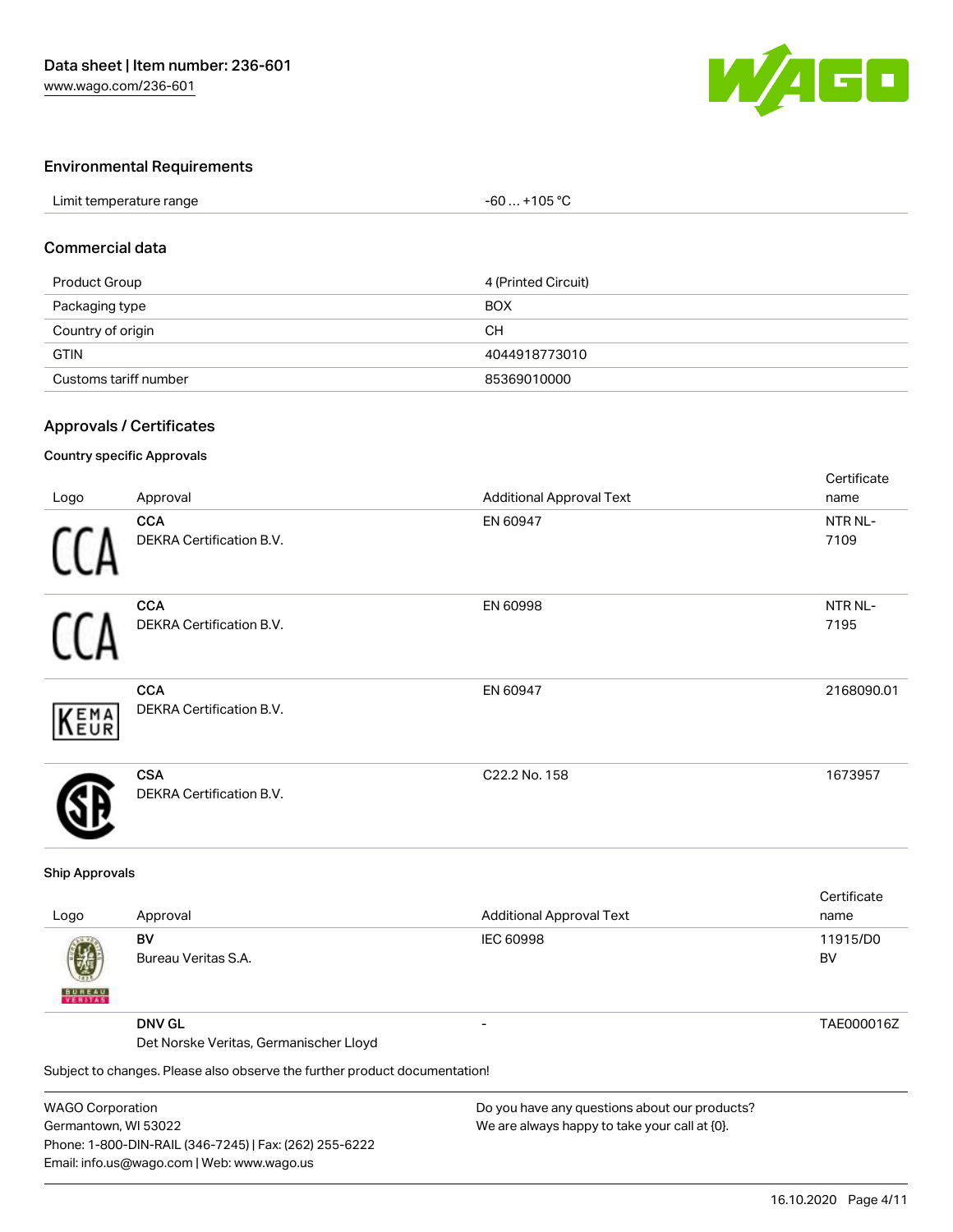## Environmental Requirements

| Limit temperature range | -60 … +105 °C |
|---|---|

## Commercial data

| Product Group | 4 (Printed Circuit) |
|---|---|
| Packaging type | BOX |
| Country of origin | CH |
| GTIN | 4044918773010 |
| Customs tariff number | 85369010000 |

## Approvals / Certificates

### Country specific Approvals

| Logo | Approval | Additional Approval Text | Certificate name |
|---|---|---|---|
| | **CCA** DEKRA Certification B.V. | EN 60947 | NTR NL-7109 |
| | **CCA** DEKRA Certification B.V. | EN 60998 | NTR NL-7195 |
| | **CCA** DEKRA Certification B.V. | EN 60947 | 2168090.01 |
| | **CSA** DEKRA Certification B.V. | C22.2 No. 158 | 1673957 |

### Ship Approvals

| Logo | Approval | Additional Approval Text | Certificate name |
|---|---|---|---|
| | **BV** Bureau Veritas S.A. | IEC 60998 | 11915/D0 BV |
| | **DNV GL** Det Norske Veritas, Germanischer Lloyd | - | TAE000016Z |

Subject to changes. Please also observe the further product documentation!

WAGO Corporation
Germantown, WI 53022
Phone: 1-800-DIN-RAIL (346-7245) | Fax: (262) 255-6222
Email: info.us@wago.com | Web: www.wago.us

Do you have any questions about our products?
We are always happy to take your call at {0}.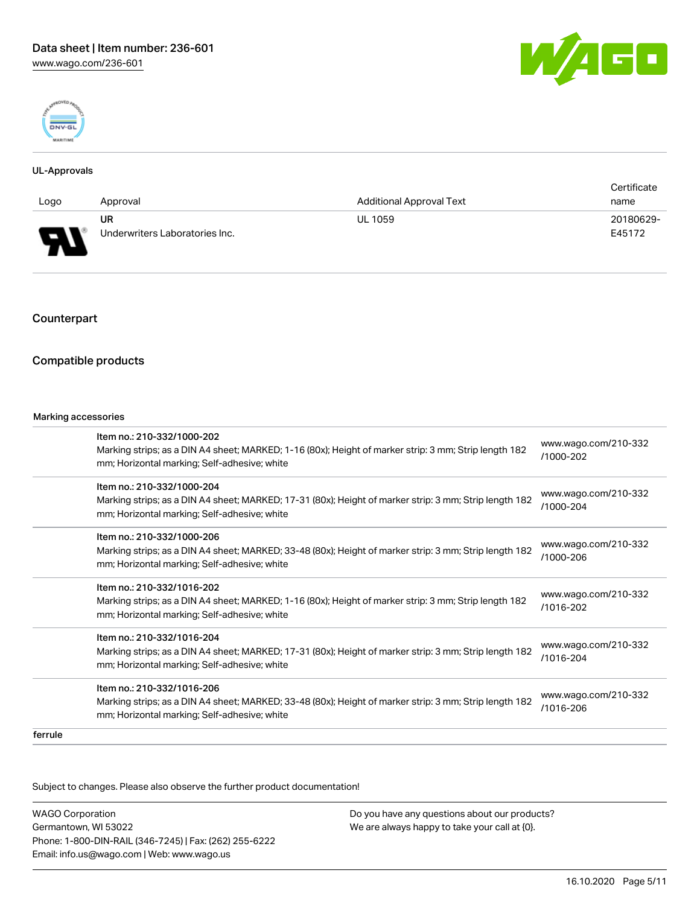#### UL-Approvals

| Logo | Approval | Additional Approval Text | Certificate name |
|---|---|---|---|
| | UR<br>Underwriters Laboratories Inc. | UL 1059 | 20180629-E45172 |

## Counterpart

## Compatible products

#### Marking accessories

| | | |
|---|---|---|
| | Item no.: 210-332/1000-202<br>Marking strips; as a DIN A4 sheet; MARKED; 1-16 (80x); Height of marker strip: 3 mm; Strip length 182 mm; Horizontal marking; Self-adhesive; white | www.wago.com/210-332/1000-202 |
| | Item no.: 210-332/1000-204<br>Marking strips; as a DIN A4 sheet; MARKED; 17-31 (80x); Height of marker strip: 3 mm; Strip length 182 mm; Horizontal marking; Self-adhesive; white | www.wago.com/210-332/1000-204 |
| | Item no.: 210-332/1000-206<br>Marking strips; as a DIN A4 sheet; MARKED; 33-48 (80x); Height of marker strip: 3 mm; Strip length 182 mm; Horizontal marking; Self-adhesive; white | www.wago.com/210-332/1000-206 |
| | Item no.: 210-332/1016-202<br>Marking strips; as a DIN A4 sheet; MARKED; 1-16 (80x); Height of marker strip: 3 mm; Strip length 182 mm; Horizontal marking; Self-adhesive; white | www.wago.com/210-332/1016-202 |
| | Item no.: 210-332/1016-204<br>Marking strips; as a DIN A4 sheet; MARKED; 17-31 (80x); Height of marker strip: 3 mm; Strip length 182 mm; Horizontal marking; Self-adhesive; white | www.wago.com/210-332/1016-204 |
| | Item no.: 210-332/1016-206<br>Marking strips; as a DIN A4 sheet; MARKED; 33-48 (80x); Height of marker strip: 3 mm; Strip length 182 mm; Horizontal marking; Self-adhesive; white | www.wago.com/210-332/1016-206 |

#### ferrule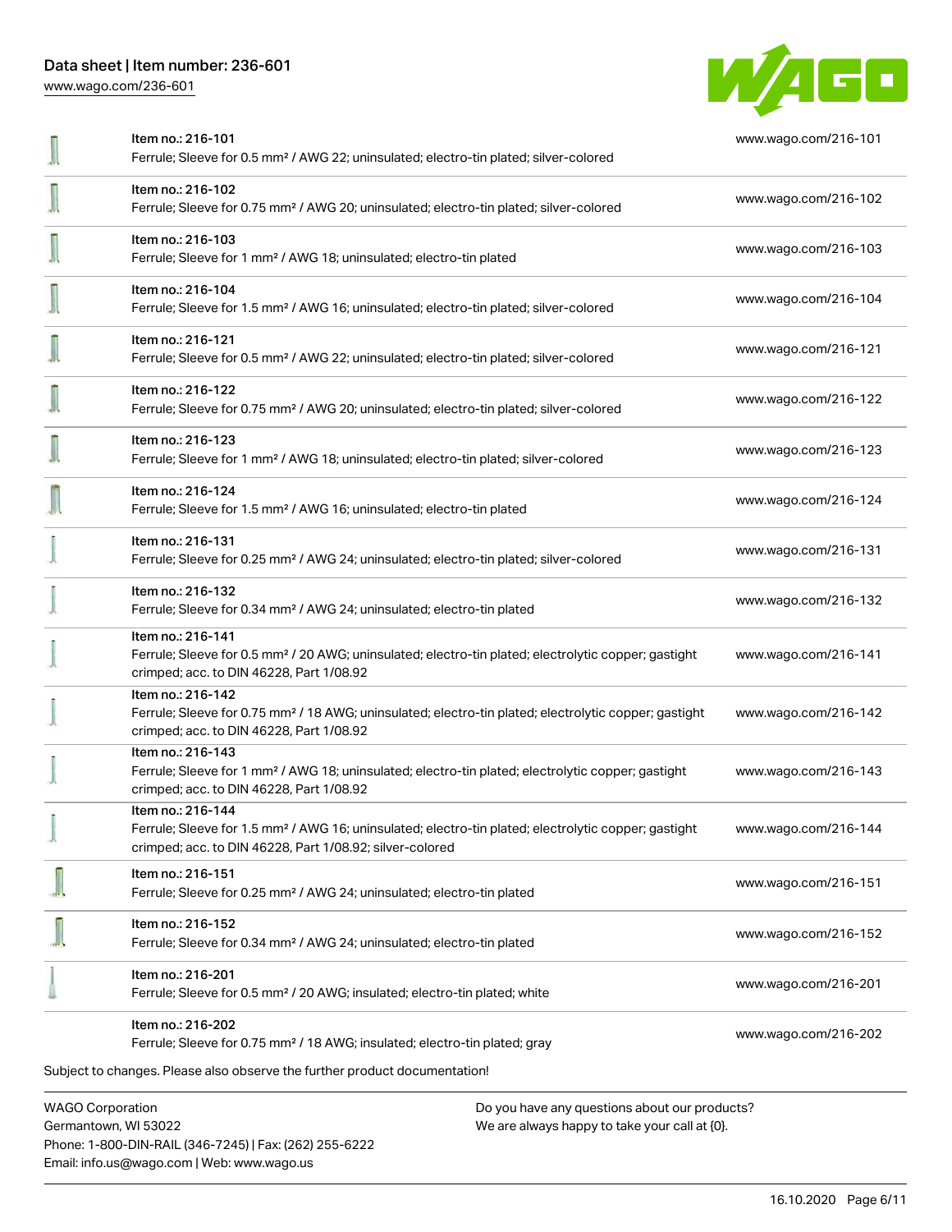| Item | Description | Link |
|---|---|---|
| Item no.: 216-101 | Ferrule; Sleeve for 0.5 mm² / AWG 22; uninsulated; electro-tin plated; silver-colored | www.wago.com/216-101 |
| Item no.: 216-102 | Ferrule; Sleeve for 0.75 mm² / AWG 20; uninsulated; electro-tin plated; silver-colored | www.wago.com/216-102 |
| Item no.: 216-103 | Ferrule; Sleeve for 1 mm² / AWG 18; uninsulated; electro-tin plated | www.wago.com/216-103 |
| Item no.: 216-104 | Ferrule; Sleeve for 1.5 mm² / AWG 16; uninsulated; electro-tin plated; silver-colored | www.wago.com/216-104 |
| Item no.: 216-121 | Ferrule; Sleeve for 0.5 mm² / AWG 22; uninsulated; electro-tin plated; silver-colored | www.wago.com/216-121 |
| Item no.: 216-122 | Ferrule; Sleeve for 0.75 mm² / AWG 20; uninsulated; electro-tin plated; silver-colored | www.wago.com/216-122 |
| Item no.: 216-123 | Ferrule; Sleeve for 1 mm² / AWG 18; uninsulated; electro-tin plated; silver-colored | www.wago.com/216-123 |
| Item no.: 216-124 | Ferrule; Sleeve for 1.5 mm² / AWG 16; uninsulated; electro-tin plated | www.wago.com/216-124 |
| Item no.: 216-131 | Ferrule; Sleeve for 0.25 mm² / AWG 24; uninsulated; electro-tin plated; silver-colored | www.wago.com/216-131 |
| Item no.: 216-132 | Ferrule; Sleeve for 0.34 mm² / AWG 24; uninsulated; electro-tin plated | www.wago.com/216-132 |
| Item no.: 216-141 | Ferrule; Sleeve for 0.5 mm² / 20 AWG; uninsulated; electro-tin plated; electrolytic copper; gastight crimped; acc. to DIN 46228, Part 1/08.92 | www.wago.com/216-141 |
| Item no.: 216-142 | Ferrule; Sleeve for 0.75 mm² / 18 AWG; uninsulated; electro-tin plated; electrolytic copper; gastight crimped; acc. to DIN 46228, Part 1/08.92 | www.wago.com/216-142 |
| Item no.: 216-143 | Ferrule; Sleeve for 1 mm² / AWG 18; uninsulated; electro-tin plated; electrolytic copper; gastight crimped; acc. to DIN 46228, Part 1/08.92 | www.wago.com/216-143 |
| Item no.: 216-144 | Ferrule; Sleeve for 1.5 mm² / AWG 16; uninsulated; electro-tin plated; electrolytic copper; gastight crimped; acc. to DIN 46228, Part 1/08.92; silver-colored | www.wago.com/216-144 |
| Item no.: 216-151 | Ferrule; Sleeve for 0.25 mm² / AWG 24; uninsulated; electro-tin plated | www.wago.com/216-151 |
| Item no.: 216-152 | Ferrule; Sleeve for 0.34 mm² / AWG 24; uninsulated; electro-tin plated | www.wago.com/216-152 |
| Item no.: 216-201 | Ferrule; Sleeve for 0.5 mm² / 20 AWG; insulated; electro-tin plated; white | www.wago.com/216-201 |
| Item no.: 216-202 | Ferrule; Sleeve for 0.75 mm² / 18 AWG; insulated; electro-tin plated; gray | www.wago.com/216-202 |

Subject to changes. Please also observe the further product documentation!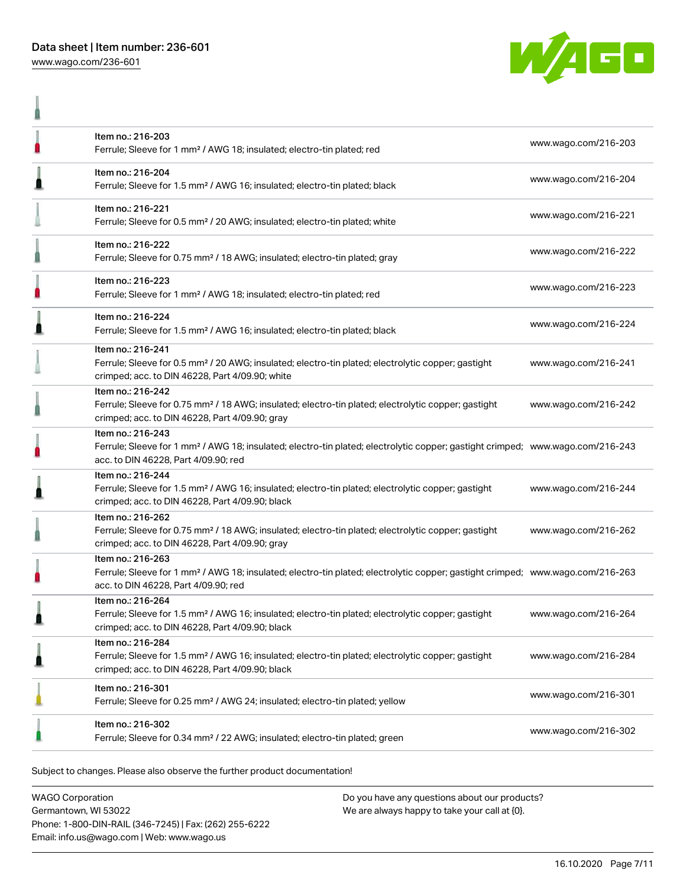| | Item | Link |
|---|---|---|
| | Item no.: 216-203<br>Ferrule; Sleeve for 1 mm² / AWG 18; insulated; electro-tin plated; red | www.wago.com/216-203 |
| | Item no.: 216-204<br>Ferrule; Sleeve for 1.5 mm² / AWG 16; insulated; electro-tin plated; black | www.wago.com/216-204 |
| | Item no.: 216-221<br>Ferrule; Sleeve for 0.5 mm² / 20 AWG; insulated; electro-tin plated; white | www.wago.com/216-221 |
| | Item no.: 216-222<br>Ferrule; Sleeve for 0.75 mm² / 18 AWG; insulated; electro-tin plated; gray | www.wago.com/216-222 |
| | Item no.: 216-223<br>Ferrule; Sleeve for 1 mm² / AWG 18; insulated; electro-tin plated; red | www.wago.com/216-223 |
| | Item no.: 216-224<br>Ferrule; Sleeve for 1.5 mm² / AWG 16; insulated; electro-tin plated; black | www.wago.com/216-224 |
| | Item no.: 216-241<br>Ferrule; Sleeve for 0.5 mm² / 20 AWG; insulated; electro-tin plated; electrolytic copper; gastight crimped; acc. to DIN 46228, Part 4/09.90; white | www.wago.com/216-241 |
| | Item no.: 216-242<br>Ferrule; Sleeve for 0.75 mm² / 18 AWG; insulated; electro-tin plated; electrolytic copper; gastight crimped; acc. to DIN 46228, Part 4/09.90; gray | www.wago.com/216-242 |
| | Item no.: 216-243<br>Ferrule; Sleeve for 1 mm² / AWG 18; insulated; electro-tin plated; electrolytic copper; gastight crimped; acc. to DIN 46228, Part 4/09.90; red | www.wago.com/216-243 |
| | Item no.: 216-244<br>Ferrule; Sleeve for 1.5 mm² / AWG 16; insulated; electro-tin plated; electrolytic copper; gastight crimped; acc. to DIN 46228, Part 4/09.90; black | www.wago.com/216-244 |
| | Item no.: 216-262<br>Ferrule; Sleeve for 0.75 mm² / 18 AWG; insulated; electro-tin plated; electrolytic copper; gastight crimped; acc. to DIN 46228, Part 4/09.90; gray | www.wago.com/216-262 |
| | Item no.: 216-263<br>Ferrule; Sleeve for 1 mm² / AWG 18; insulated; electro-tin plated; electrolytic copper; gastight crimped; acc. to DIN 46228, Part 4/09.90; red | www.wago.com/216-263 |
| | Item no.: 216-264<br>Ferrule; Sleeve for 1.5 mm² / AWG 16; insulated; electro-tin plated; electrolytic copper; gastight crimped; acc. to DIN 46228, Part 4/09.90; black | www.wago.com/216-264 |
| | Item no.: 216-284<br>Ferrule; Sleeve for 1.5 mm² / AWG 16; insulated; electro-tin plated; electrolytic copper; gastight crimped; acc. to DIN 46228, Part 4/09.90; black | www.wago.com/216-284 |
| | Item no.: 216-301<br>Ferrule; Sleeve for 0.25 mm² / AWG 24; insulated; electro-tin plated; yellow | www.wago.com/216-301 |
| | Item no.: 216-302<br>Ferrule; Sleeve for 0.34 mm² / 22 AWG; insulated; electro-tin plated; green | www.wago.com/216-302 |

Subject to changes. Please also observe the further product documentation!

WAGO Corporation
Germantown, WI 53022
Phone: 1-800-DIN-RAIL (346-7245) | Fax: (262) 255-6222
Email: info.us@wago.com | Web: www.wago.us

Do you have any questions about our products?
We are always happy to take your call at {0}.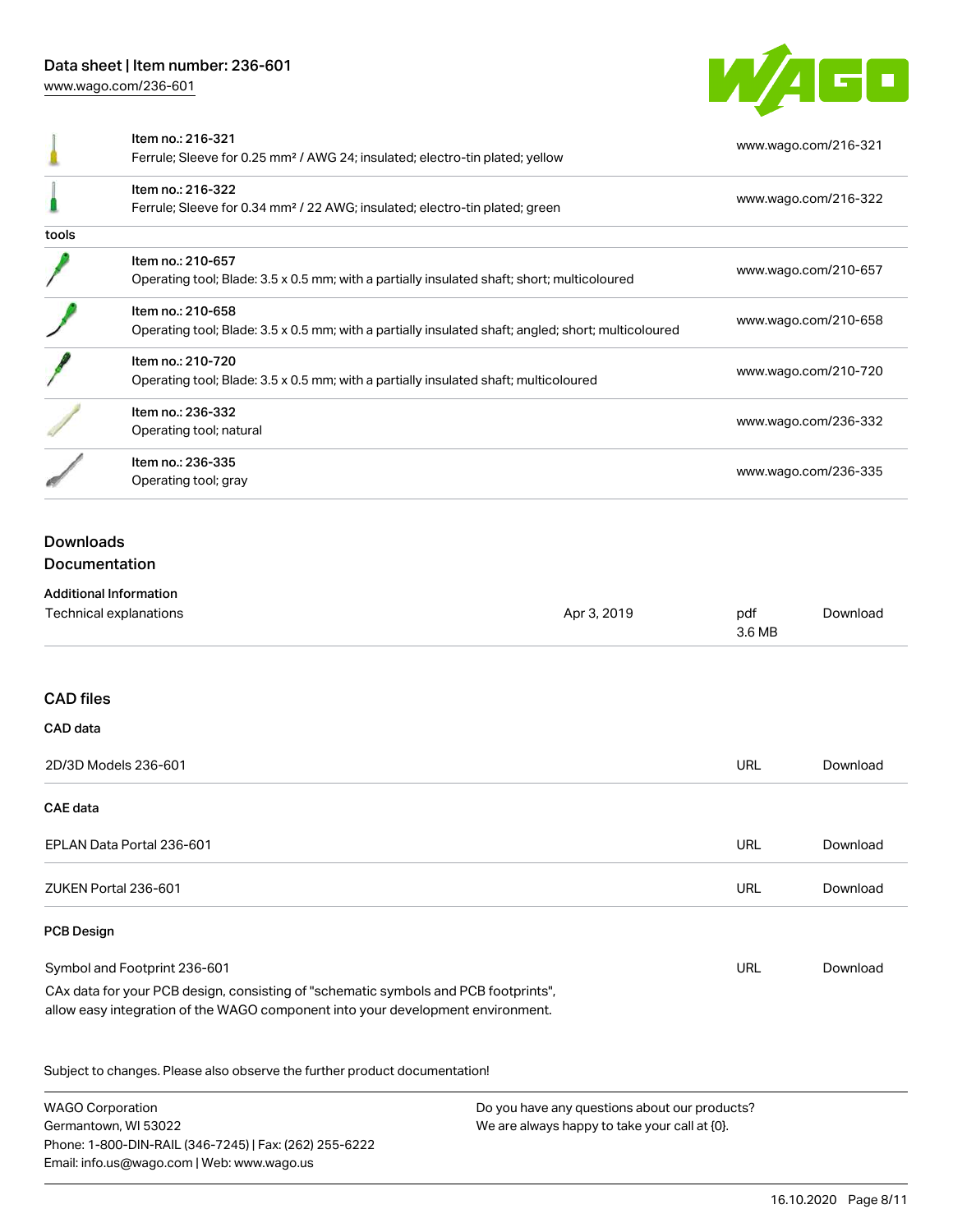| | | |
|---|---|---|
| | Item no.: 216-321<br>Ferrule; Sleeve for 0.25 mm² / AWG 24; insulated; electro-tin plated; yellow | www.wago.com/216-321 |
| | Item no.: 216-322<br>Ferrule; Sleeve for 0.34 mm² / 22 AWG; insulated; electro-tin plated; green | www.wago.com/216-322 |
| tools | | |
| | Item no.: 210-657<br>Operating tool; Blade: 3.5 x 0.5 mm; with a partially insulated shaft; short; multicoloured | www.wago.com/210-657 |
| | Item no.: 210-658<br>Operating tool; Blade: 3.5 x 0.5 mm; with a partially insulated shaft; angled; short; multicoloured | www.wago.com/210-658 |
| | Item no.: 210-720<br>Operating tool; Blade: 3.5 x 0.5 mm; with a partially insulated shaft; multicoloured | www.wago.com/210-720 |
| | Item no.: 236-332<br>Operating tool; natural | www.wago.com/236-332 |
| | Item no.: 236-335<br>Operating tool; gray | www.wago.com/236-335 |

## Downloads

### Documentation

**Additional Information**

| | | | |
|---|---|---|---|
| Technical explanations | Apr 3, 2019 | pdf<br>3.6 MB | Download |

### CAD files

**CAD data**

| | | |
|---|---|---|
| 2D/3D Models 236-601 | URL | Download |

**CAE data**

| | | |
|---|---|---|
| EPLAN Data Portal 236-601 | URL | Download |
| ZUKEN Portal 236-601 | URL | Download |

**PCB Design**

| | | |
|---|---|---|
| Symbol and Footprint 236-601 | URL | Download |

CAx data for your PCB design, consisting of "schematic symbols and PCB footprints", allow easy integration of the WAGO component into your development environment.

Subject to changes. Please also observe the further product documentation!

WAGO Corporation
Germantown, WI 53022
Phone: 1-800-DIN-RAIL (346-7245) | Fax: (262) 255-6222
Email: info.us@wago.com | Web: www.wago.us

Do you have any questions about our products?
We are always happy to take your call at {0}.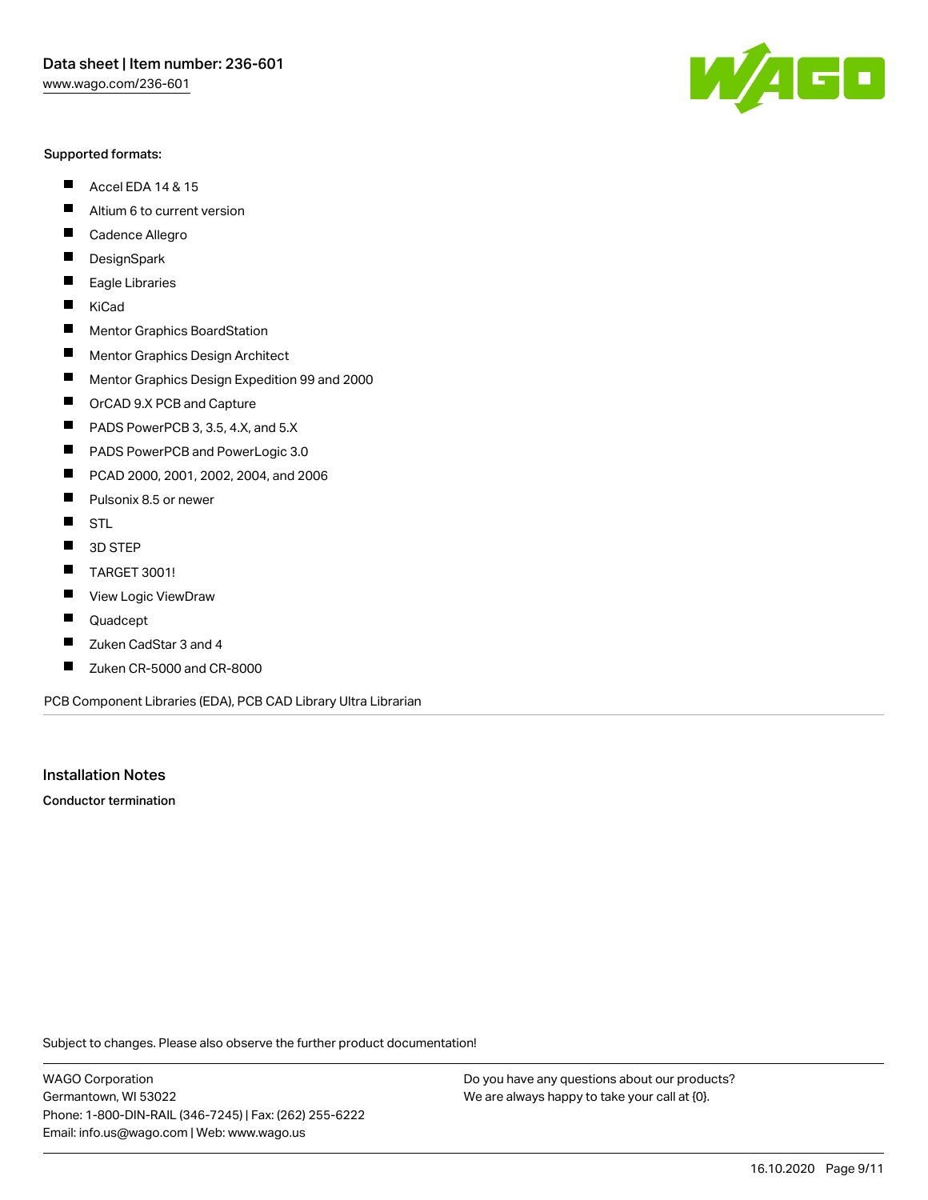Supported formats:

- Accel EDA 14 & 15
- Altium 6 to current version
- Cadence Allegro
- DesignSpark
- Eagle Libraries
- KiCad
- Mentor Graphics BoardStation
- Mentor Graphics Design Architect
- Mentor Graphics Design Expedition 99 and 2000
- OrCAD 9.X PCB and Capture
- PADS PowerPCB 3, 3.5, 4.X, and 5.X
- PADS PowerPCB and PowerLogic 3.0
- PCAD 2000, 2001, 2002, 2004, and 2006
- Pulsonix 8.5 or newer
- STL
- 3D STEP
- TARGET 3001!
- View Logic ViewDraw
- Quadcept
- Zuken CadStar 3 and 4
- Zuken CR-5000 and CR-8000

PCB Component Libraries (EDA), PCB CAD Library Ultra Librarian

## Installation Notes

**Conductor termination**

Subject to changes. Please also observe the further product documentation!

WAGO Corporation
Germantown, WI 53022
Phone: 1-800-DIN-RAIL (346-7245) | Fax: (262) 255-6222
Email: info.us@wago.com | Web: www.wago.us

Do you have any questions about our products?
We are always happy to take your call at {0}.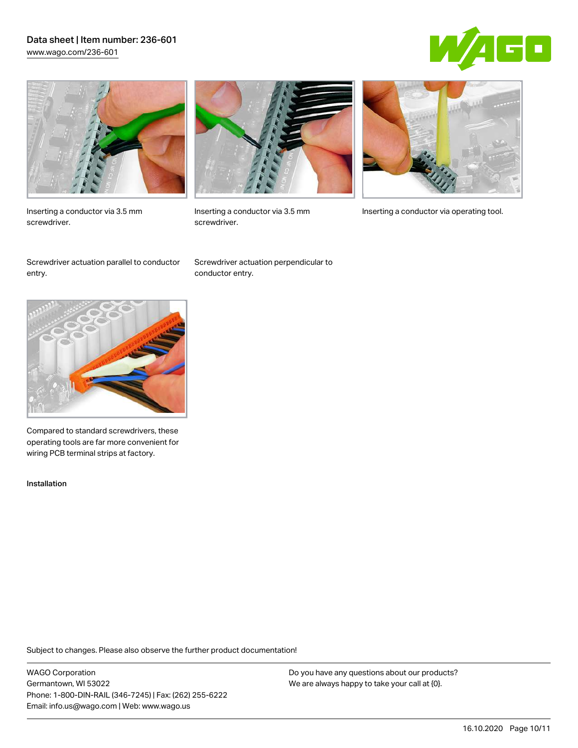Inserting a conductor via 3.5 mm screwdriver.

Screwdriver actuation parallel to conductor entry.

Inserting a conductor via 3.5 mm screwdriver.

Screwdriver actuation perpendicular to conductor entry.

Inserting a conductor via operating tool.

Compared to standard screwdrivers, these operating tools are far more convenient for wiring PCB terminal strips at factory.

Installation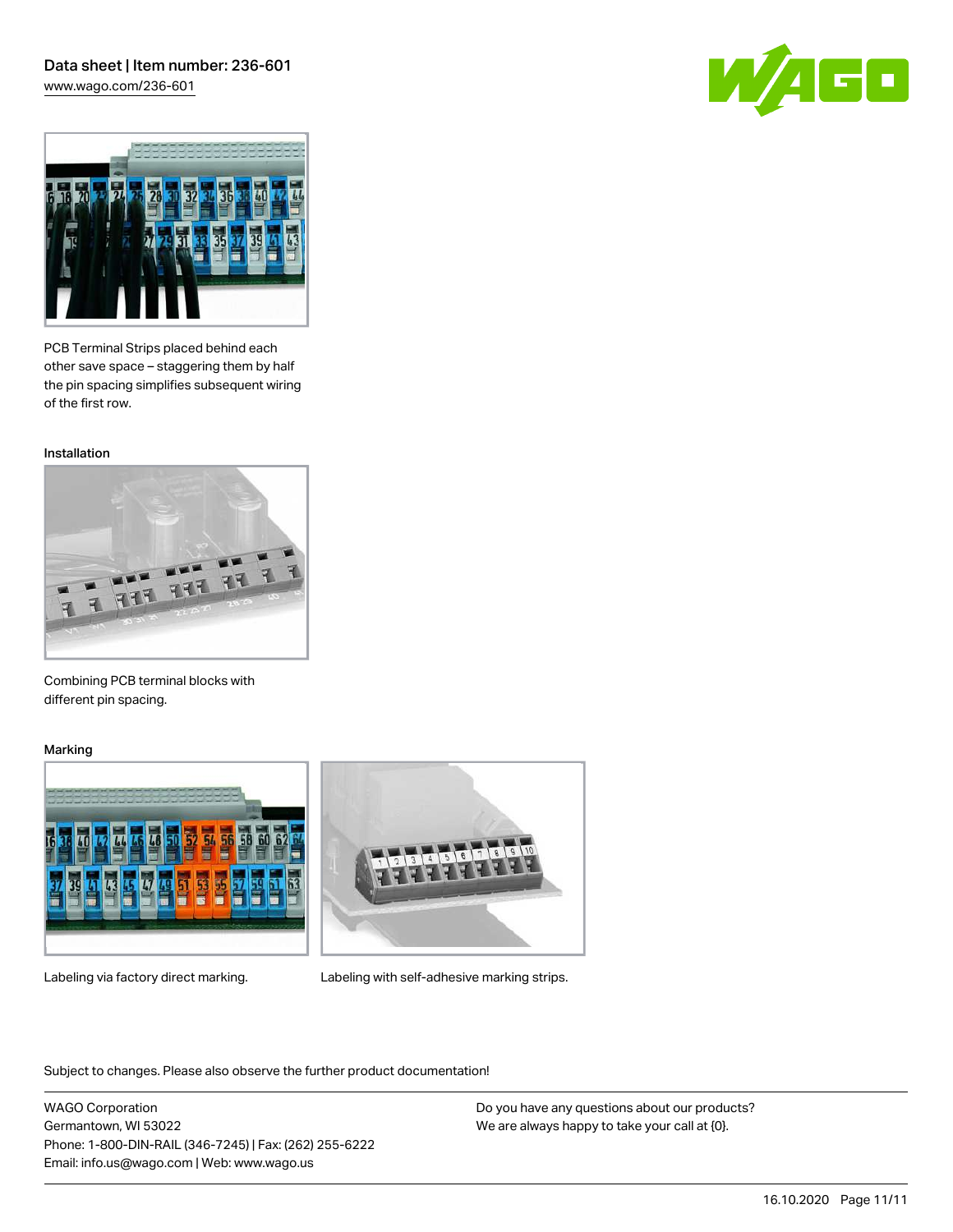PCB Terminal Strips placed behind each other save space – staggering them by half the pin spacing simplifies subsequent wiring of the first row.

### Installation

Combining PCB terminal blocks with different pin spacing.

### Marking

Labeling via factory direct marking.

Labeling with self-adhesive marking strips.

Subject to changes. Please also observe the further product documentation!

WAGO Corporation
Germantown, WI 53022
Phone: 1-800-DIN-RAIL (346-7245) | Fax: (262) 255-6222
Email: info.us@wago.com | Web: www.wago.us

Do you have any questions about our products?
We are always happy to take your call at {0}.